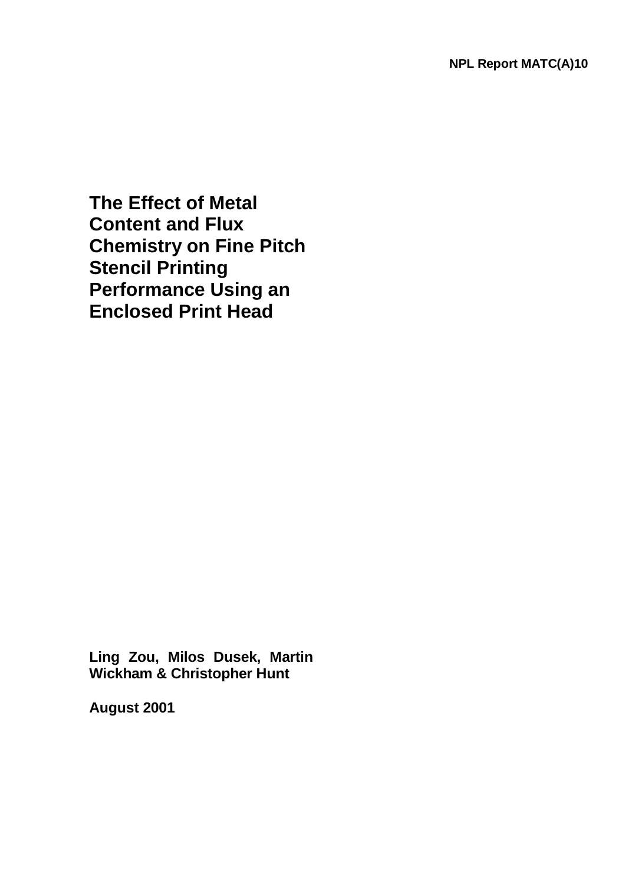NPL Report MATC(A)10

# The Effect of Metal Content and Flux Chemistry on Fine Pitch Stencil Printing Performance Using an Enclosed Print Head

**Ling Zou, Milos Dusek, Martin Wickham & Christopher Hunt**

**August 2001**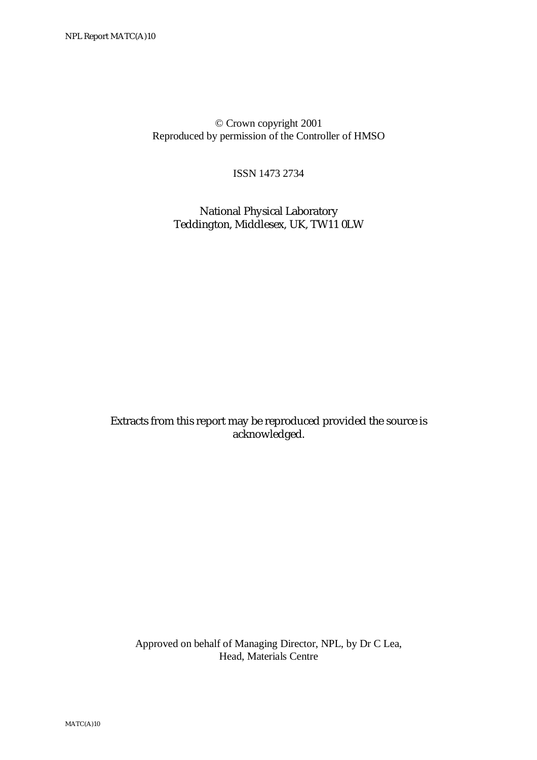© Crown copyright 2001
Reproduced by permission of the Controller of HMSO

ISSN 1473 2734

National Physical Laboratory
Teddington, Middlesex, UK, TW11 0LW

Extracts from this report may be reproduced provided the source is acknowledged.

Approved on behalf of Managing Director, NPL, by Dr C Lea,
Head, Materials Centre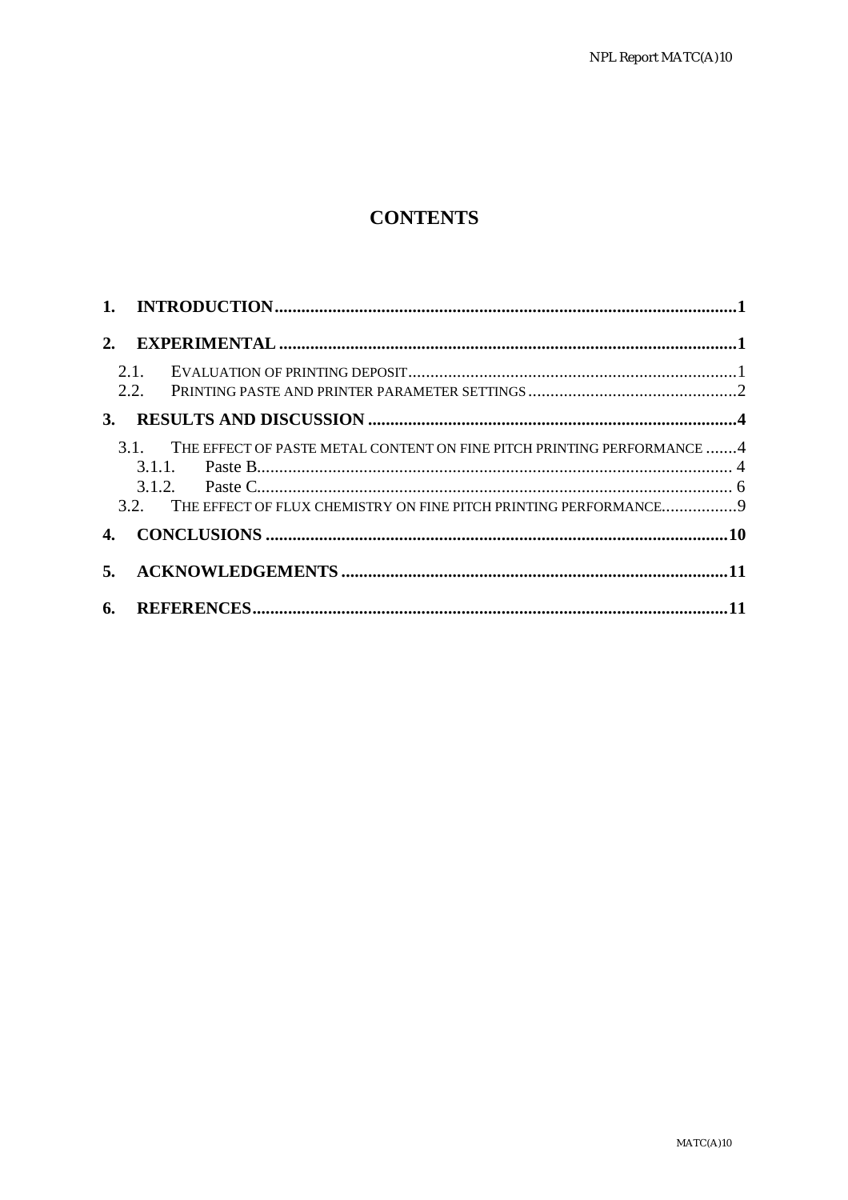# CONTENTS

1. **INTRODUCTION** .......... **1**
2. **EXPERIMENTAL** .......... **1**
   - 2.1. EVALUATION OF PRINTING DEPOSIT .......... 1
   - 2.2. PRINTING PASTE AND PRINTER PARAMETER SETTINGS .......... 2
3. **RESULTS AND DISCUSSION** .......... **4**
   - 3.1. THE EFFECT OF PASTE METAL CONTENT ON FINE PITCH PRINTING PERFORMANCE .......... 4
     - 3.1.1. Paste B .......... 4
     - 3.1.2. Paste C .......... 6
   - 3.2. THE EFFECT OF FLUX CHEMISTRY ON FINE PITCH PRINTING PERFORMANCE .......... 9
4. **CONCLUSIONS** .......... **10**
5. **ACKNOWLEDGEMENTS** .......... **11**
6. **REFERENCES** .......... **11**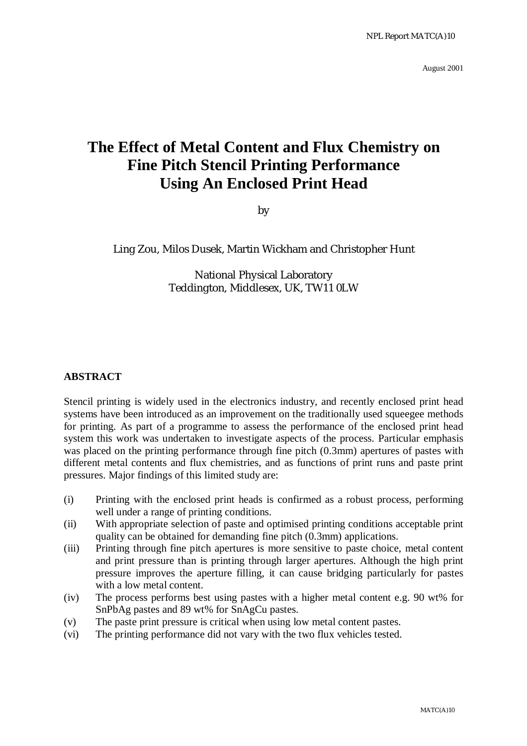# The Effect of Metal Content and Flux Chemistry on Fine Pitch Stencil Printing Performance Using An Enclosed Print Head

by

Ling Zou, Milos Dusek, Martin Wickham and Christopher Hunt

National Physical Laboratory
Teddington, Middlesex, UK, TW11 0LW

August 2001

## ABSTRACT

Stencil printing is widely used in the electronics industry, and recently enclosed print head systems have been introduced as an improvement on the traditionally used squeegee methods for printing. As part of a programme to assess the performance of the enclosed print head system this work was undertaken to investigate aspects of the process. Particular emphasis was placed on the printing performance through fine pitch (0.3mm) apertures of pastes with different metal contents and flux chemistries, and as functions of print runs and paste print pressures. Major findings of this limited study are:

(i) Printing with the enclosed print heads is confirmed as a robust process, performing well under a range of printing conditions.

(ii) With appropriate selection of paste and optimised printing conditions acceptable print quality can be obtained for demanding fine pitch (0.3mm) applications.

(iii) Printing through fine pitch apertures is more sensitive to paste choice, metal content and print pressure than is printing through larger apertures. Although the high print pressure improves the aperture filling, it can cause bridging particularly for pastes with a low metal content.

(iv) The process performs best using pastes with a higher metal content e.g. 90 wt% for SnPbAg pastes and 89 wt% for SnAgCu pastes.

(v) The paste print pressure is critical when using low metal content pastes.

(vi) The printing performance did not vary with the two flux vehicles tested.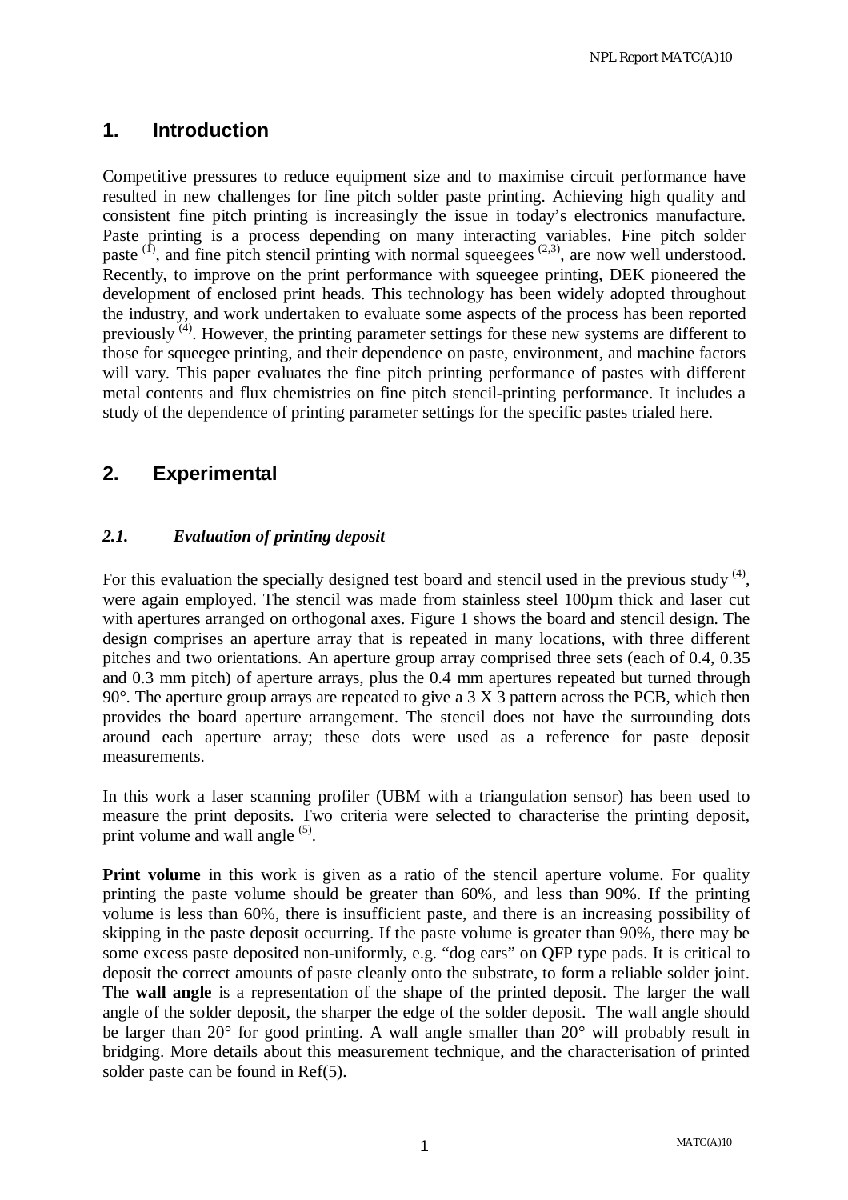# 1. Introduction

Competitive pressures to reduce equipment size and to maximise circuit performance have resulted in new challenges for fine pitch solder paste printing. Achieving high quality and consistent fine pitch printing is increasingly the issue in today's electronics manufacture. Paste printing is a process depending on many interacting variables. Fine pitch solder paste [1], and fine pitch stencil printing with normal squeegees [2,3], are now well understood. Recently, to improve on the print performance with squeegee printing, DEK pioneered the development of enclosed print heads. This technology has been widely adopted throughout the industry, and work undertaken to evaluate some aspects of the process has been reported previously [4]. However, the printing parameter settings for these new systems are different to those for squeegee printing, and their dependence on paste, environment, and machine factors will vary. This paper evaluates the fine pitch printing performance of pastes with different metal contents and flux chemistries on fine pitch stencil-printing performance. It includes a study of the dependence of printing parameter settings for the specific pastes trialed here.

# 2. Experimental

## *2.1. Evaluation of printing deposit*

For this evaluation the specially designed test board and stencil used in the previous study [4], were again employed. The stencil was made from stainless steel 100µm thick and laser cut with apertures arranged on orthogonal axes. Figure 1 shows the board and stencil design. The design comprises an aperture array that is repeated in many locations, with three different pitches and two orientations. An aperture group array comprised three sets (each of 0.4, 0.35 and 0.3 mm pitch) of aperture arrays, plus the 0.4 mm apertures repeated but turned through 90°. The aperture group arrays are repeated to give a 3 X 3 pattern across the PCB, which then provides the board aperture arrangement. The stencil does not have the surrounding dots around each aperture array; these dots were used as a reference for paste deposit measurements.

In this work a laser scanning profiler (UBM with a triangulation sensor) has been used to measure the print deposits. Two criteria were selected to characterise the printing deposit, print volume and wall angle [5].

**Print volume** in this work is given as a ratio of the stencil aperture volume. For quality printing the paste volume should be greater than 60%, and less than 90%. If the printing volume is less than 60%, there is insufficient paste, and there is an increasing possibility of skipping in the paste deposit occurring. If the paste volume is greater than 90%, there may be some excess paste deposited non-uniformly, e.g. "dog ears" on QFP type pads. It is critical to deposit the correct amounts of paste cleanly onto the substrate, to form a reliable solder joint. The **wall angle** is a representation of the shape of the printed deposit. The larger the wall angle of the solder deposit, the sharper the edge of the solder deposit. The wall angle should be larger than 20° for good printing. A wall angle smaller than 20° will probably result in bridging. More details about this measurement technique, and the characterisation of printed solder paste can be found in Ref(5).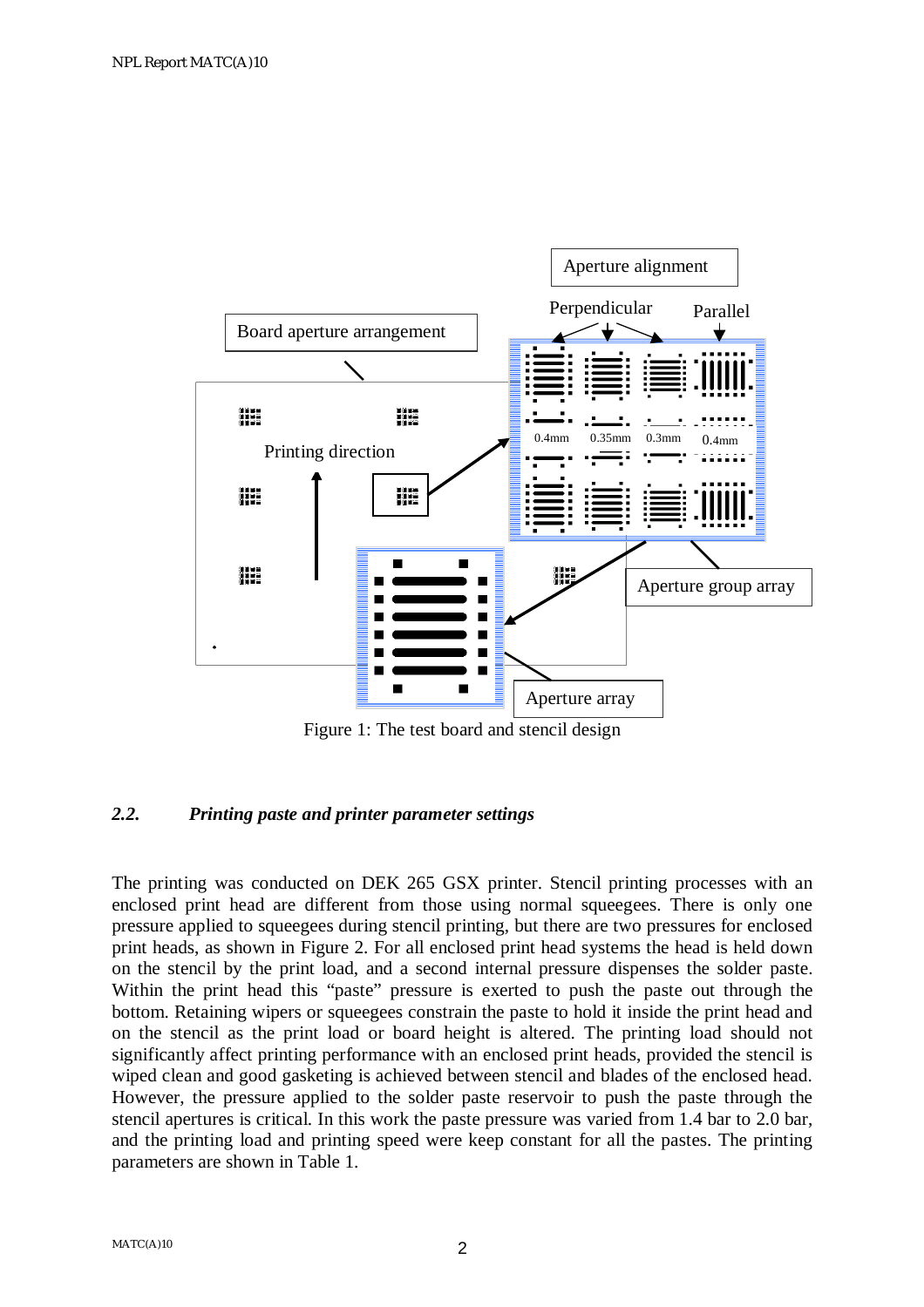Figure 1: The test board and stencil design

### 2.2. *Printing paste and printer parameter settings*

The printing was conducted on DEK 265 GSX printer. Stencil printing processes with an enclosed print head are different from those using normal squeegees. There is only one pressure applied to squeegees during stencil printing, but there are two pressures for enclosed print heads, as shown in Figure 2. For all enclosed print head systems the head is held down on the stencil by the print load, and a second internal pressure dispenses the solder paste. Within the print head this "paste" pressure is exerted to push the paste out through the bottom. Retaining wipers or squeegees constrain the paste to hold it inside the print head and on the stencil as the print load or board height is altered. The printing load should not significantly affect printing performance with an enclosed print heads, provided the stencil is wiped clean and good gasketing is achieved between stencil and blades of the enclosed head. However, the pressure applied to the solder paste reservoir to push the paste through the stencil apertures is critical. In this work the paste pressure was varied from 1.4 bar to 2.0 bar, and the printing load and printing speed were keep constant for all the pastes. The printing parameters are shown in Table 1.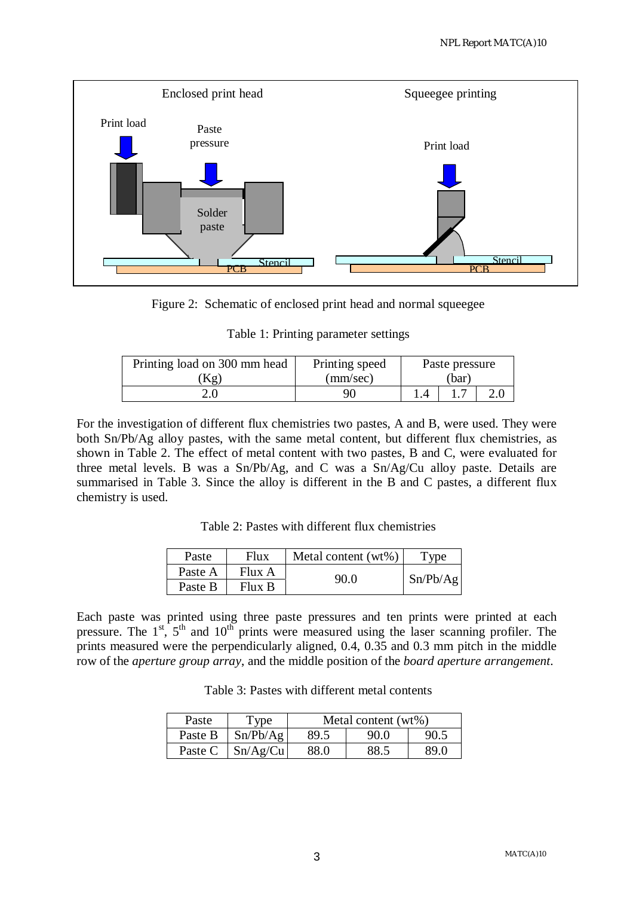Figure 2: Schematic of enclosed print head and normal squeegee

Table 1: Printing parameter settings

| Printing load on 300 mm head (Kg) | Printing speed (mm/sec) | Paste pressure (bar) | | |
|---|---|---|---|---|
| 2.0 | 90 | 1.4 | 1.7 | 2.0 |

For the investigation of different flux chemistries two pastes, A and B, were used. They were both Sn/Pb/Ag alloy pastes, with the same metal content, but different flux chemistries, as shown in Table 2. The effect of metal content with two pastes, B and C, were evaluated for three metal levels. B was a Sn/Pb/Ag, and C was a Sn/Ag/Cu alloy paste. Details are summarised in Table 3. Since the alloy is different in the B and C pastes, a different flux chemistry is used.

Table 2: Pastes with different flux chemistries

| Paste | Flux | Metal content (wt%) | Type |
|---|---|---|---|
| Paste A | Flux A | 90.0 | Sn/Pb/Ag |
| Paste B | Flux B | | |

Each paste was printed using three paste pressures and ten prints were printed at each pressure. The 1st, 5th and 10th prints were measured using the laser scanning profiler. The prints measured were the perpendicularly aligned, 0.4, 0.35 and 0.3 mm pitch in the middle row of the *aperture group array*, and the middle position of the *board aperture arrangement*.

Table 3: Pastes with different metal contents

| Paste | Type | Metal content (wt%) | | |
|---|---|---|---|---|
| Paste B | Sn/Pb/Ag | 89.5 | 90.0 | 90.5 |
| Paste C | Sn/Ag/Cu | 88.0 | 88.5 | 89.0 |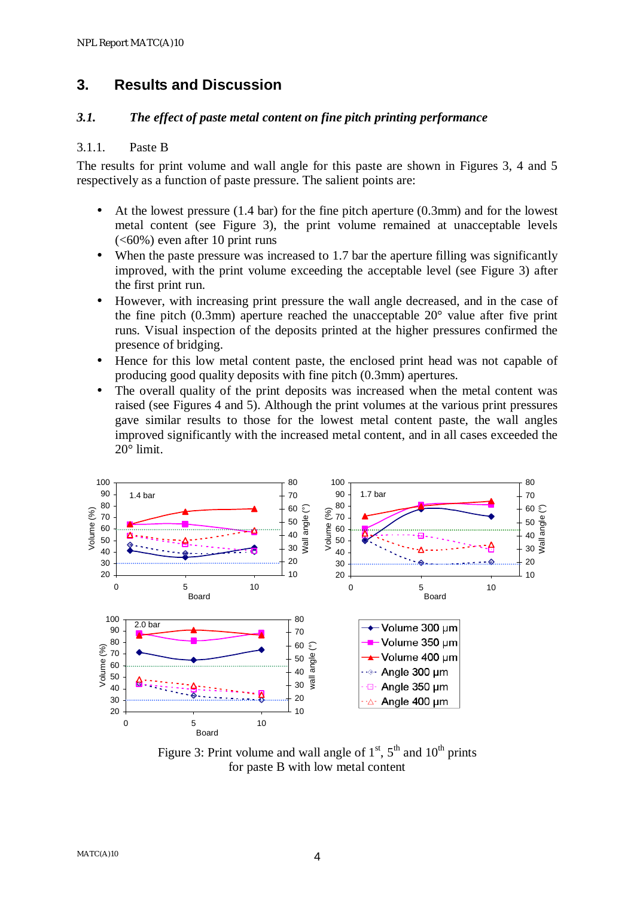# 3. Results and Discussion

## *3.1. The effect of paste metal content on fine pitch printing performance*

### 3.1.1. Paste B

The results for print volume and wall angle for this paste are shown in Figures 3, 4 and 5 respectively as a function of paste pressure. The salient points are:

- At the lowest pressure (1.4 bar) for the fine pitch aperture (0.3mm) and for the lowest metal content (see Figure 3), the print volume remained at unacceptable levels (<60%) even after 10 print runs
- When the paste pressure was increased to 1.7 bar the aperture filling was significantly improved, with the print volume exceeding the acceptable level (see Figure 3) after the first print run.
- However, with increasing print pressure the wall angle decreased, and in the case of the fine pitch (0.3mm) aperture reached the unacceptable 20° value after five print runs. Visual inspection of the deposits printed at the higher pressures confirmed the presence of bridging.
- Hence for this low metal content paste, the enclosed print head was not capable of producing good quality deposits with fine pitch (0.3mm) apertures.
- The overall quality of the print deposits was increased when the metal content was raised (see Figures 4 and 5). Although the print volumes at the various print pressures gave similar results to those for the lowest metal content paste, the wall angles improved significantly with the increased metal content, and in all cases exceeded the 20° limit.

Figure 3: Print volume and wall angle of 1st, 5th and 10th prints for paste B with low metal content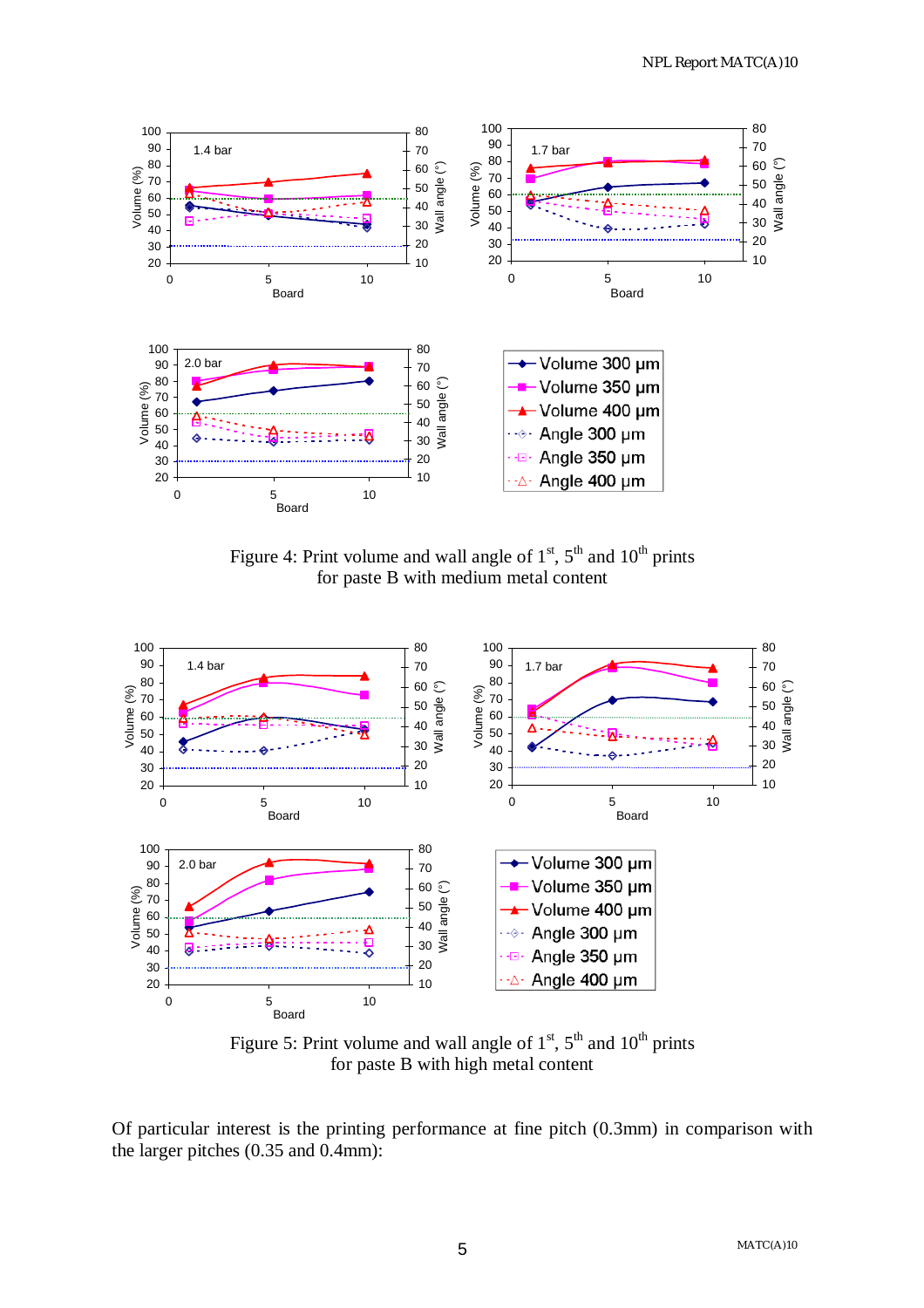Figure 4: Print volume and wall angle of 1st, 5th and 10th prints for paste B with medium metal content

Figure 5: Print volume and wall angle of 1st, 5th and 10th prints for paste B with high metal content

Of particular interest is the printing performance at fine pitch (0.3mm) in comparison with the larger pitches (0.35 and 0.4mm):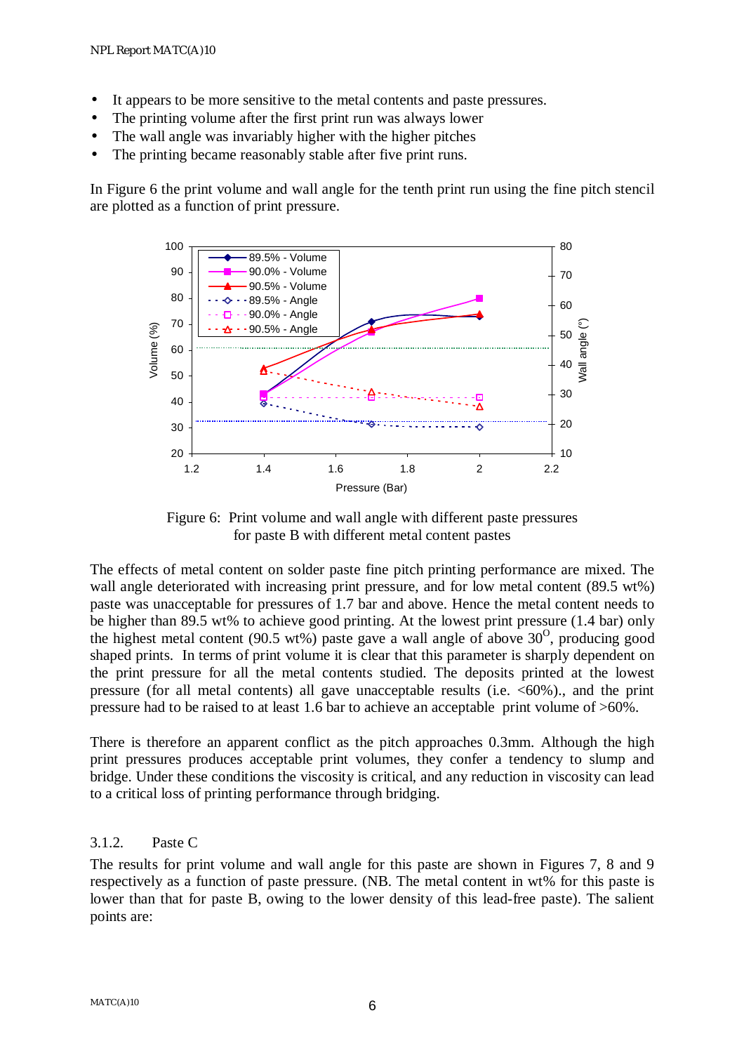- It appears to be more sensitive to the metal contents and paste pressures.
- The printing volume after the first print run was always lower
- The wall angle was invariably higher with the higher pitches
- The printing became reasonably stable after five print runs.

In Figure 6 the print volume and wall angle for the tenth print run using the fine pitch stencil are plotted as a function of print pressure.

Figure 6: Print volume and wall angle with different paste pressures for paste B with different metal content pastes

The effects of metal content on solder paste fine pitch printing performance are mixed. The wall angle deteriorated with increasing print pressure, and for low metal content (89.5 wt%) paste was unacceptable for pressures of 1.7 bar and above. Hence the metal content needs to be higher than 89.5 wt% to achieve good printing. At the lowest print pressure (1.4 bar) only the highest metal content (90.5 wt%) paste gave a wall angle of above $30^{O}$, producing good shaped prints. In terms of print volume it is clear that this parameter is sharply dependent on the print pressure for all the metal contents studied. The deposits printed at the lowest pressure (for all metal contents) all gave unacceptable results (i.e. <60%)., and the print pressure had to be raised to at least 1.6 bar to achieve an acceptable print volume of >60%.

There is therefore an apparent conflict as the pitch approaches 0.3mm. Although the high print pressures produces acceptable print volumes, they confer a tendency to slump and bridge. Under these conditions the viscosity is critical, and any reduction in viscosity can lead to a critical loss of printing performance through bridging.

### 3.1.2. Paste C

The results for print volume and wall angle for this paste are shown in Figures 7, 8 and 9 respectively as a function of paste pressure. (NB. The metal content in wt% for this paste is lower than that for paste B, owing to the lower density of this lead-free paste). The salient points are: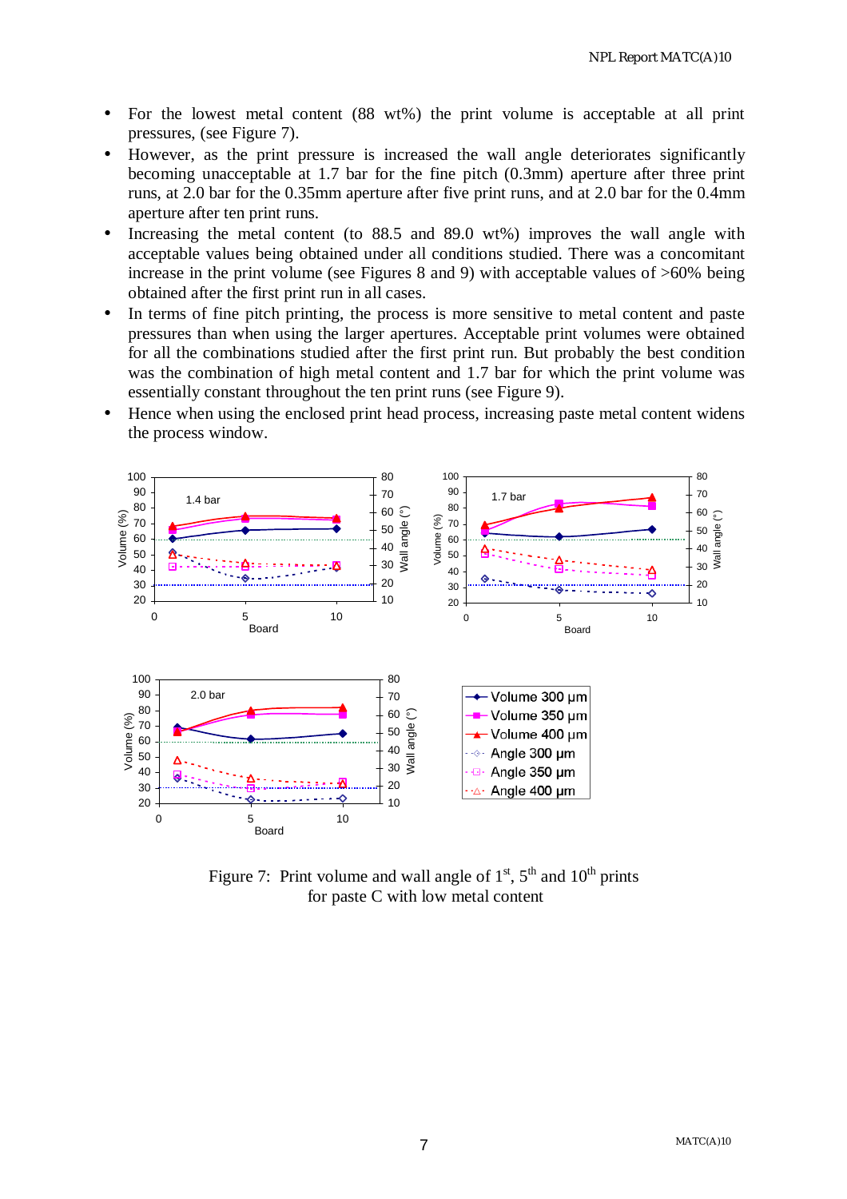- For the lowest metal content (88 wt%) the print volume is acceptable at all print pressures, (see Figure 7).
- However, as the print pressure is increased the wall angle deteriorates significantly becoming unacceptable at 1.7 bar for the fine pitch (0.3mm) aperture after three print runs, at 2.0 bar for the 0.35mm aperture after five print runs, and at 2.0 bar for the 0.4mm aperture after ten print runs.
- Increasing the metal content (to 88.5 and 89.0 wt%) improves the wall angle with acceptable values being obtained under all conditions studied. There was a concomitant increase in the print volume (see Figures 8 and 9) with acceptable values of >60% being obtained after the first print run in all cases.
- In terms of fine pitch printing, the process is more sensitive to metal content and paste pressures than when using the larger apertures. Acceptable print volumes were obtained for all the combinations studied after the first print run. But probably the best condition was the combination of high metal content and 1.7 bar for which the print volume was essentially constant throughout the ten print runs (see Figure 9).
- Hence when using the enclosed print head process, increasing paste metal content widens the process window.

Figure 7: Print volume and wall angle of 1st, 5th and 10th prints for paste C with low metal content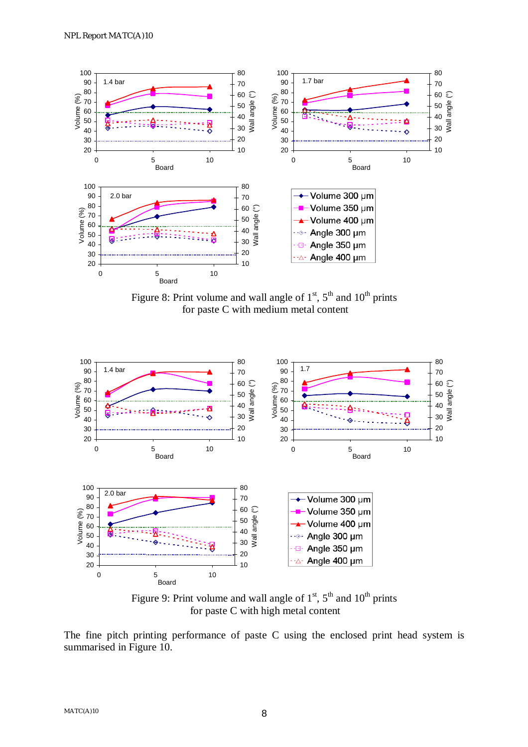Figure 8: Print volume and wall angle of 1st, 5th and 10th prints for paste C with medium metal content

Figure 9: Print volume and wall angle of 1st, 5th and 10th prints for paste C with high metal content

The fine pitch printing performance of paste C using the enclosed print head system is summarised in Figure 10.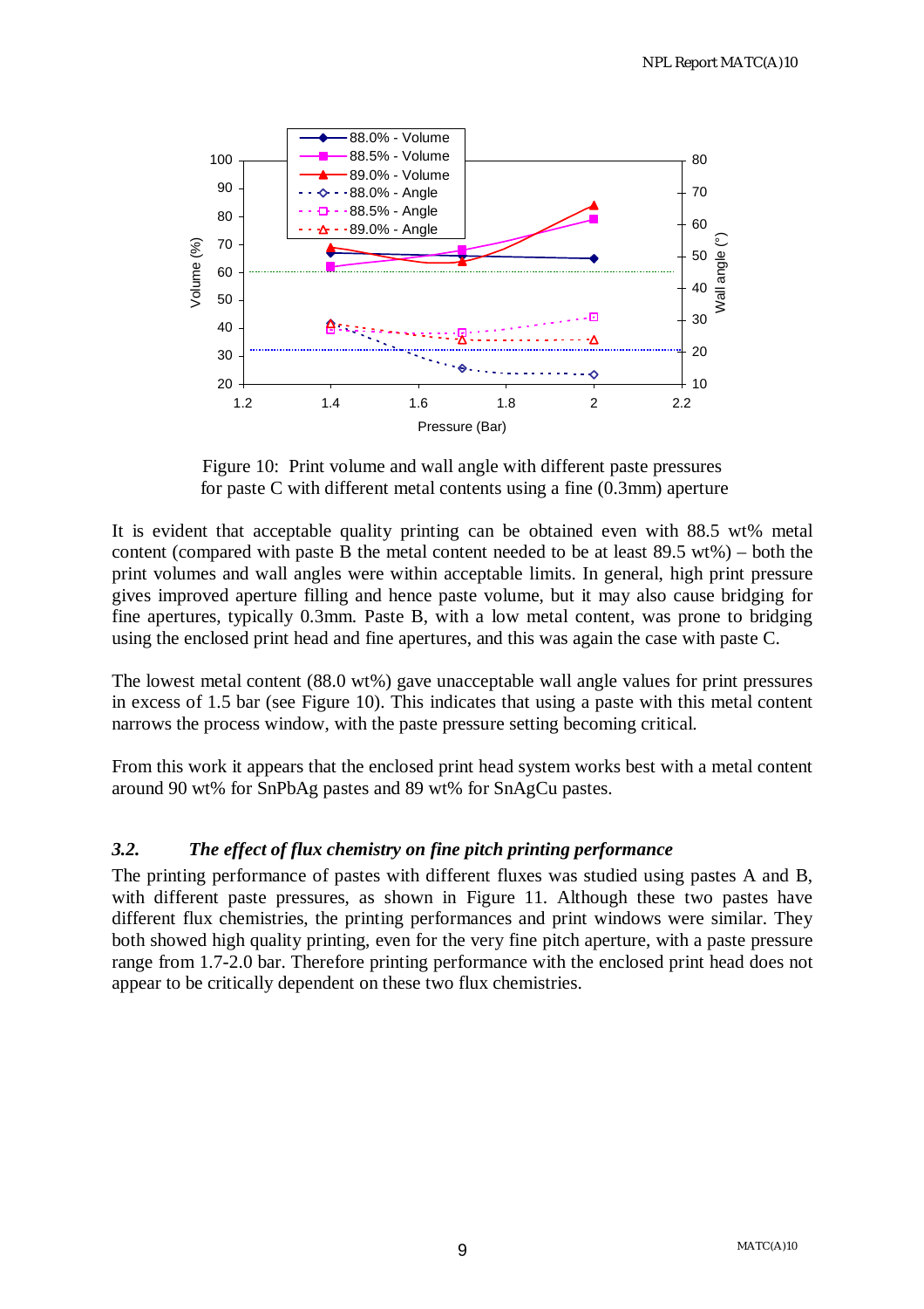Figure 10: Print volume and wall angle with different paste pressures for paste C with different metal contents using a fine (0.3mm) aperture

It is evident that acceptable quality printing can be obtained even with 88.5 wt% metal content (compared with paste B the metal content needed to be at least 89.5 wt%) – both the print volumes and wall angles were within acceptable limits. In general, high print pressure gives improved aperture filling and hence paste volume, but it may also cause bridging for fine apertures, typically 0.3mm. Paste B, with a low metal content, was prone to bridging using the enclosed print head and fine apertures, and this was again the case with paste C.

The lowest metal content (88.0 wt%) gave unacceptable wall angle values for print pressures in excess of 1.5 bar (see Figure 10). This indicates that using a paste with this metal content narrows the process window, with the paste pressure setting becoming critical.

From this work it appears that the enclosed print head system works best with a metal content around 90 wt% for SnPbAg pastes and 89 wt% for SnAgCu pastes.

### *3.2. The effect of flux chemistry on fine pitch printing performance*

The printing performance of pastes with different fluxes was studied using pastes A and B, with different paste pressures, as shown in Figure 11. Although these two pastes have different flux chemistries, the printing performances and print windows were similar. They both showed high quality printing, even for the very fine pitch aperture, with a paste pressure range from 1.7-2.0 bar. Therefore printing performance with the enclosed print head does not appear to be critically dependent on these two flux chemistries.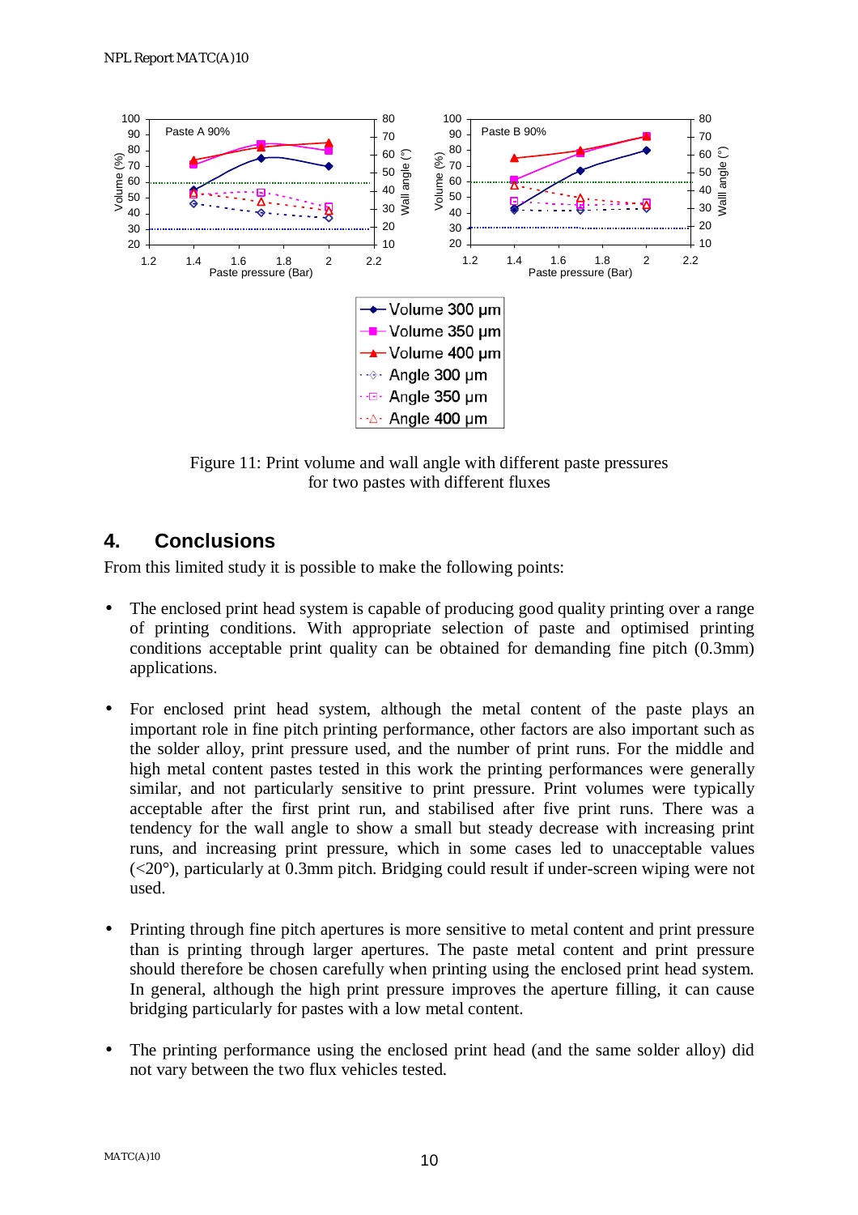Figure 11: Print volume and wall angle with different paste pressures for two pastes with different fluxes

## 4. Conclusions

From this limited study it is possible to make the following points:

- The enclosed print head system is capable of producing good quality printing over a range of printing conditions. With appropriate selection of paste and optimised printing conditions acceptable print quality can be obtained for demanding fine pitch (0.3mm) applications.

- For enclosed print head system, although the metal content of the paste plays an important role in fine pitch printing performance, other factors are also important such as the solder alloy, print pressure used, and the number of print runs. For the middle and high metal content pastes tested in this work the printing performances were generally similar, and not particularly sensitive to print pressure. Print volumes were typically acceptable after the first print run, and stabilised after five print runs. There was a tendency for the wall angle to show a small but steady decrease with increasing print runs, and increasing print pressure, which in some cases led to unacceptable values (<20°), particularly at 0.3mm pitch. Bridging could result if under-screen wiping were not used.

- Printing through fine pitch apertures is more sensitive to metal content and print pressure than is printing through larger apertures. The paste metal content and print pressure should therefore be chosen carefully when printing using the enclosed print head system. In general, although the high print pressure improves the aperture filling, it can cause bridging particularly for pastes with a low metal content.

- The printing performance using the enclosed print head (and the same solder alloy) did not vary between the two flux vehicles tested.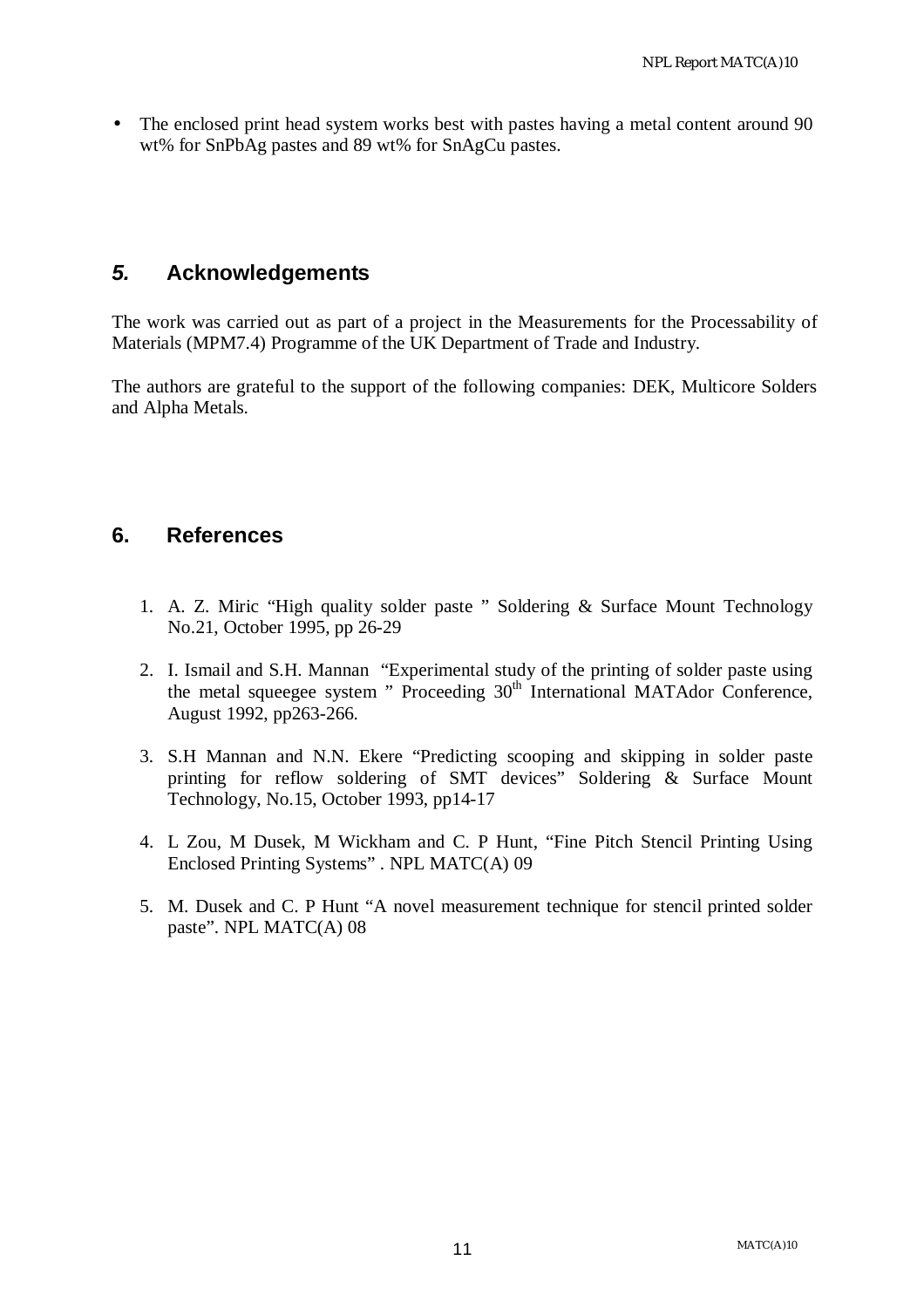- The enclosed print head system works best with pastes having a metal content around 90 wt% for SnPbAg pastes and 89 wt% for SnAgCu pastes.

## *5.* Acknowledgements

The work was carried out as part of a project in the Measurements for the Processability of Materials (MPM7.4) Programme of the UK Department of Trade and Industry.

The authors are grateful to the support of the following companies: DEK, Multicore Solders and Alpha Metals.

## 6. References

1. A. Z. Miric "High quality solder paste " Soldering & Surface Mount Technology No.21, October 1995, pp 26-29

2. I. Ismail and S.H. Mannan "Experimental study of the printing of solder paste using the metal squeegee system " Proceeding 30th International MATAdor Conference, August 1992, pp263-266.

3. S.H Mannan and N.N. Ekere "Predicting scooping and skipping in solder paste printing for reflow soldering of SMT devices" Soldering & Surface Mount Technology, No.15, October 1993, pp14-17

4. L Zou, M Dusek, M Wickham and C. P Hunt, "Fine Pitch Stencil Printing Using Enclosed Printing Systems" . NPL MATC(A) 09

5. M. Dusek and C. P Hunt "A novel measurement technique for stencil printed solder paste". NPL MATC(A) 08